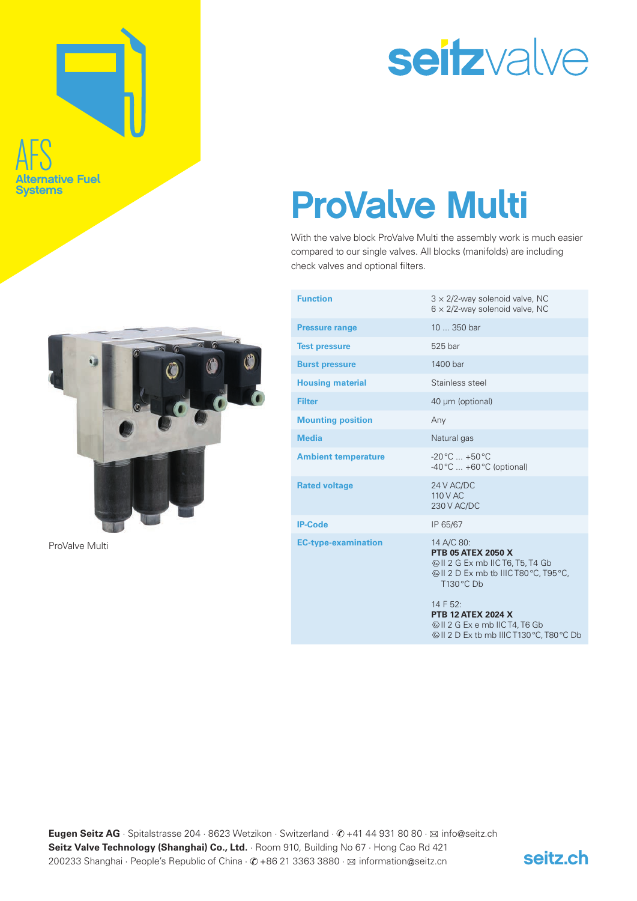seitzvalve

AFS
Alternative Fuel Systems

# ProValve Multi

With the valve block ProValve Multi the assembly work is much easier compared to our single valves. All blocks (manifolds) are including check valves and optional filters.

ProValve Multi

| | |
|---|---|
| **Function** | 3 × 2/2-way solenoid valve, NC<br>6 × 2/2-way solenoid valve, NC |
| **Pressure range** | 10 ... 350 bar |
| **Test pressure** | 525 bar |
| **Burst pressure** | 1400 bar |
| **Housing material** | Stainless steel |
| **Filter** | 40 µm (optional) |
| **Mounting position** | Any |
| **Media** | Natural gas |
| **Ambient temperature** | -20 °C ... +50 °C<br>-40 °C ... +60 °C (optional) |
| **Rated voltage** | 24 V AC/DC<br>110 V AC<br>230 V AC/DC |
| **IP-Code** | IP 65/67 |
| **EC-type-examination** | 14 A/C 80:<br>**PTB 05 ATEX 2050 X**<br>Ⓔx II 2 G Ex mb IIC T6, T5, T4 Gb<br>Ⓔx II 2 D Ex mb tb IIIC T80 °C, T95 °C, T130 °C Db<br><br>14 F 52:<br>**PTB 12 ATEX 2024 X**<br>Ⓔx II 2 G Ex e mb IIC T4, T6 Gb<br>Ⓔx II 2 D Ex tb mb IIIC T130 °C, T80 °C Db |

**Eugen Seitz AG** · Spitalstrasse 204 · 8623 Wetzikon · Switzerland · ✆ +41 44 931 80 80 · ✉ info@seitz.ch
**Seitz Valve Technology (Shanghai) Co., Ltd.** · Room 910, Building No 67 · Hong Cao Rd 421
200233 Shanghai · People's Republic of China · ✆ +86 21 3363 3880 · ✉ information@seitz.cn

seitz.ch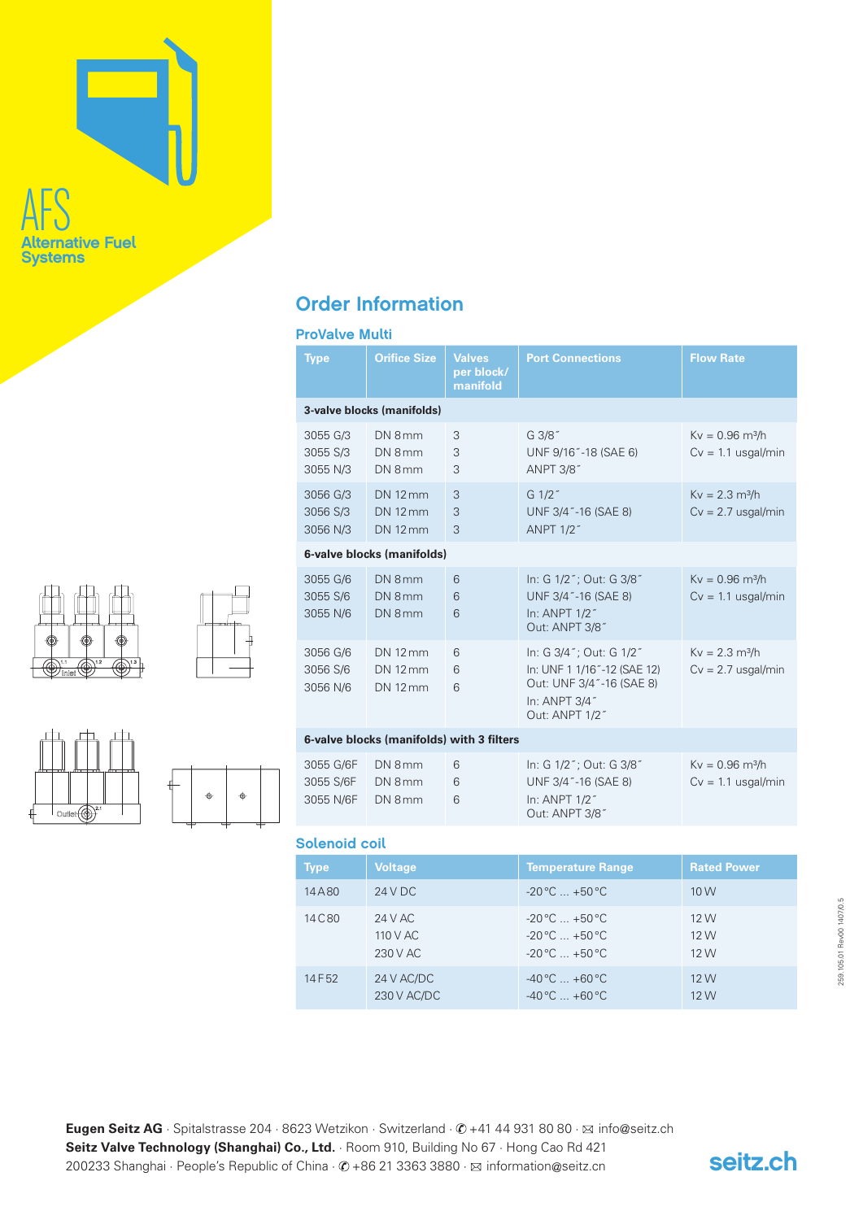AFS
Alternative Fuel Systems

## Order Information

### ProValve Multi

| Type | Orifice Size | Valves per block/ manifold | Port Connections | Flow Rate |
|---|---|---|---|---|
| **3-valve blocks (manifolds)** | | | | |
| 3055 G/3<br>3055 S/3<br>3055 N/3 | DN 8 mm<br>DN 8 mm<br>DN 8 mm | 3<br>3<br>3 | G 3/8˝<br>UNF 9/16˝-18 (SAE 6)<br>ANPT 3/8˝ | Kv = 0.96 m³/h<br>Cv = 1.1 usgal/min |
| 3056 G/3<br>3056 S/3<br>3056 N/3 | DN 12 mm<br>DN 12 mm<br>DN 12 mm | 3<br>3<br>3 | G 1/2˝<br>UNF 3/4˝-16 (SAE 8)<br>ANPT 1/2˝ | Kv = 2.3 m³/h<br>Cv = 2.7 usgal/min |
| **6-valve blocks (manifolds)** | | | | |
| 3055 G/6<br>3055 S/6<br>3055 N/6 | DN 8 mm<br>DN 8 mm<br>DN 8 mm | 6<br>6<br>6 | In: G 1/2˝; Out: G 3/8˝<br>UNF 3/4˝-16 (SAE 8)<br>In: ANPT 1/2˝<br>Out: ANPT 3/8˝ | Kv = 0.96 m³/h<br>Cv = 1.1 usgal/min |
| 3056 G/6<br>3056 S/6<br>3056 N/6 | DN 12 mm<br>DN 12 mm<br>DN 12 mm | 6<br>6<br>6 | In: G 3/4˝; Out: G 1/2˝<br>In: UNF 1 1/16˝-12 (SAE 12)<br>Out: UNF 3/4˝-16 (SAE 8)<br>In: ANPT 3/4˝<br>Out: ANPT 1/2˝ | Kv = 2.3 m³/h<br>Cv = 2.7 usgal/min |
| **6-valve blocks (manifolds) with 3 filters** | | | | |
| 3055 G/6F<br>3055 S/6F<br>3055 N/6F | DN 8 mm<br>DN 8 mm<br>DN 8 mm | 6<br>6<br>6 | In: G 1/2˝; Out: G 3/8˝<br>UNF 3/4˝-16 (SAE 8)<br>In: ANPT 1/2˝<br>Out: ANPT 3/8˝ | Kv = 0.96 m³/h<br>Cv = 1.1 usgal/min |

### Solenoid coil

| Type | Voltage | Temperature Range | Rated Power |
|---|---|---|---|
| 14 A 80 | 24 V DC | -20 °C ... +50 °C | 10 W |
| 14 C 80 | 24 V AC<br>110 V AC<br>230 V AC | -20 °C ... +50 °C<br>-20 °C ... +50 °C<br>-20 °C ... +50 °C | 12 W<br>12 W<br>12 W |
| 14 F 52 | 24 V AC/DC<br>230 V AC/DC | -40 °C ... +60 °C<br>-40 °C ... +60 °C | 12 W<br>12 W |

**Eugen Seitz AG** · Spitalstrasse 204 · 8623 Wetzikon · Switzerland · ✆ +41 44 931 80 80 · ✉ info@seitz.ch
**Seitz Valve Technology (Shanghai) Co., Ltd.** · Room 910, Building No 67 · Hong Cao Rd 421
200233 Shanghai · People's Republic of China · ✆ +86 21 3363 3880 · ✉ information@seitz.cn

seitz.ch